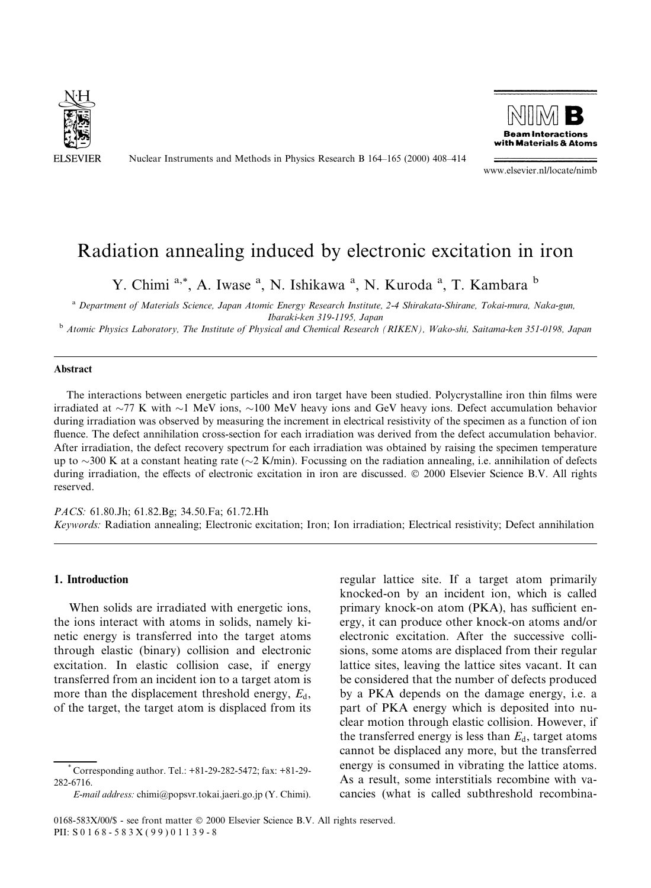# Radiation annealing induced by electronic excitation in iron

Y. Chimi [a,*], A. Iwase [a], N. Ishikawa [a], N. Kuroda [a], T. Kambara [b]

[a] Department of Materials Science, Japan Atomic Energy Research Institute, 2-4 Shirakata-Shirane, Tokai-mura, Naka-gun, Ibaraki-ken 319-1195, Japan

[b] Atomic Physics Laboratory, The Institute of Physical and Chemical Research (RIKEN), Wako-shi, Saitama-ken 351-0198, Japan

## Abstract

The interactions between energetic particles and iron target have been studied. Polycrystalline iron thin films were irradiated at ~77 K with ~1 MeV ions, ~100 MeV heavy ions and GeV heavy ions. Defect accumulation behavior during irradiation was observed by measuring the increment in electrical resistivity of the specimen as a function of ion fluence. The defect annihilation cross-section for each irradiation was derived from the defect accumulation behavior. After irradiation, the defect recovery spectrum for each irradiation was obtained by raising the specimen temperature up to ~300 K at a constant heating rate (~2 K/min). Focussing on the radiation annealing, i.e. annihilation of defects during irradiation, the effects of electronic excitation in iron are discussed. © 2000 Elsevier Science B.V. All rights reserved.

*PACS:* 61.80.Jh; 61.82.Bg; 34.50.Fa; 61.72.Hh

*Keywords:* Radiation annealing; Electronic excitation; Iron; Ion irradiation; Electrical resistivity; Defect annihilation

## 1. Introduction

When solids are irradiated with energetic ions, the ions interact with atoms in solids, namely kinetic energy is transferred into the target atoms through elastic (binary) collision and electronic excitation. In elastic collision case, if energy transferred from an incident ion to a target atom is more than the displacement threshold energy, $E_d$, of the target, the target atom is displaced from its regular lattice site. If a target atom primarily knocked-on by an incident ion, which is called primary knock-on atom (PKA), has sufficient energy, it can produce other knock-on atoms and/or electronic excitation. After the successive collisions, some atoms are displaced from their regular lattice sites, leaving the lattice sites vacant. It can be considered that the number of defects produced by a PKA depends on the damage energy, i.e. a part of PKA energy which is deposited into nuclear motion through elastic collision. However, if the transferred energy is less than $E_d$, target atoms cannot be displaced any more, but the transferred energy is consumed in vibrating the lattice atoms. As a result, some interstitials recombine with vacancies (what is called subthreshold recombina-

* Corresponding author. Tel.: +81-29-282-5472; fax: +81-29-282-6716.

*E-mail address:* chimi@popsvr.tokai.jaeri.go.jp (Y. Chimi).

0168-583X/00/$ - see front matter © 2000 Elsevier Science B.V. All rights reserved.
PII: S0168-583X(99)01139-8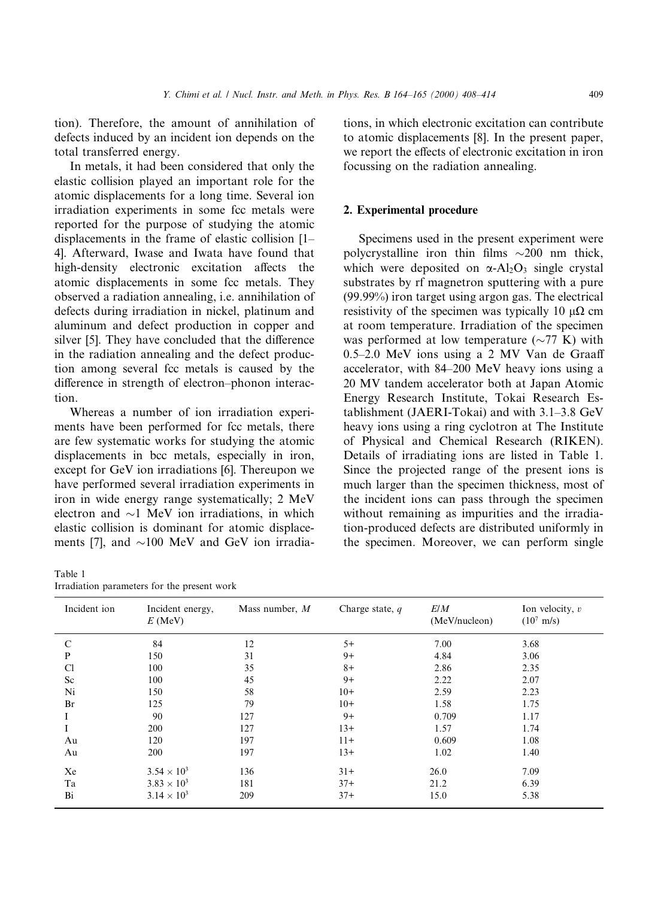tion). Therefore, the amount of annihilation of defects induced by an incident ion depends on the total transferred energy.

In metals, it had been considered that only the elastic collision played an important role for the atomic displacements for a long time. Several ion irradiation experiments in some fcc metals were reported for the purpose of studying the atomic displacements in the frame of elastic collision [1–4]. Afterward, Iwase and Iwata have found that high-density electronic excitation affects the atomic displacements in some fcc metals. They observed a radiation annealing, i.e. annihilation of defects during irradiation in nickel, platinum and aluminum and defect production in copper and silver [5]. They have concluded that the difference in the radiation annealing and the defect production among several fcc metals is caused by the difference in strength of electron–phonon interaction.

Whereas a number of ion irradiation experiments have been performed for fcc metals, there are few systematic works for studying the atomic displacements in bcc metals, especially in iron, except for GeV ion irradiations [6]. Thereupon we have performed several irradiation experiments in iron in wide energy range systematically; 2 MeV electron and ~1 MeV ion irradiations, in which elastic collision is dominant for atomic displacements [7], and ~100 MeV and GeV ion irradiations, in which electronic excitation can contribute to atomic displacements [8]. In the present paper, we report the effects of electronic excitation in iron focussing on the radiation annealing.

## 2. Experimental procedure

Specimens used in the present experiment were polycrystalline iron thin films ~200 nm thick, which were deposited on $\alpha$-$Al_2O_3$ single crystal substrates by rf magnetron sputtering with a pure (99.99%) iron target using argon gas. The electrical resistivity of the specimen was typically 10 μΩ cm at room temperature. Irradiation of the specimen was performed at low temperature (~77 K) with 0.5–2.0 MeV ions using a 2 MV Van de Graaff accelerator, with 84–200 MeV heavy ions using a 20 MV tandem accelerator both at Japan Atomic Energy Research Institute, Tokai Research Establishment (JAERI-Tokai) and with 3.1–3.8 GeV heavy ions using a ring cyclotron at The Institute of Physical and Chemical Research (RIKEN). Details of irradiating ions are listed in Table 1. Since the projected range of the present ions is much larger than the specimen thickness, most of the incident ions can pass through the specimen without remaining as impurities and the irradiation-produced defects are distributed uniformly in the specimen. Moreover, we can perform single

Table 1
Irradiation parameters for the present work

| Incident ion | Incident energy, $E$ (MeV) | Mass number, $M$ | Charge state, $q$ | $E/M$ (MeV/nucleon) | Ion velocity, $v$ ($10^7$ m/s) |
|---|---|---|---|---|---|
| C | 84 | 12 | 5+ | 7.00 | 3.68 |
| P | 150 | 31 | 9+ | 4.84 | 3.06 |
| Cl | 100 | 35 | 8+ | 2.86 | 2.35 |
| Sc | 100 | 45 | 9+ | 2.22 | 2.07 |
| Ni | 150 | 58 | 10+ | 2.59 | 2.23 |
| Br | 125 | 79 | 10+ | 1.58 | 1.75 |
| I | 90 | 127 | 9+ | 0.709 | 1.17 |
| I | 200 | 127 | 13+ | 1.57 | 1.74 |
| Au | 120 | 197 | 11+ | 0.609 | 1.08 |
| Au | 200 | 197 | 13+ | 1.02 | 1.40 |
| Xe | $3.54 \times 10^3$ | 136 | 31+ | 26.0 | 7.09 |
| Ta | $3.83 \times 10^3$ | 181 | 37+ | 21.2 | 6.39 |
| Bi | $3.14 \times 10^3$ | 209 | 37+ | 15.0 | 5.38 |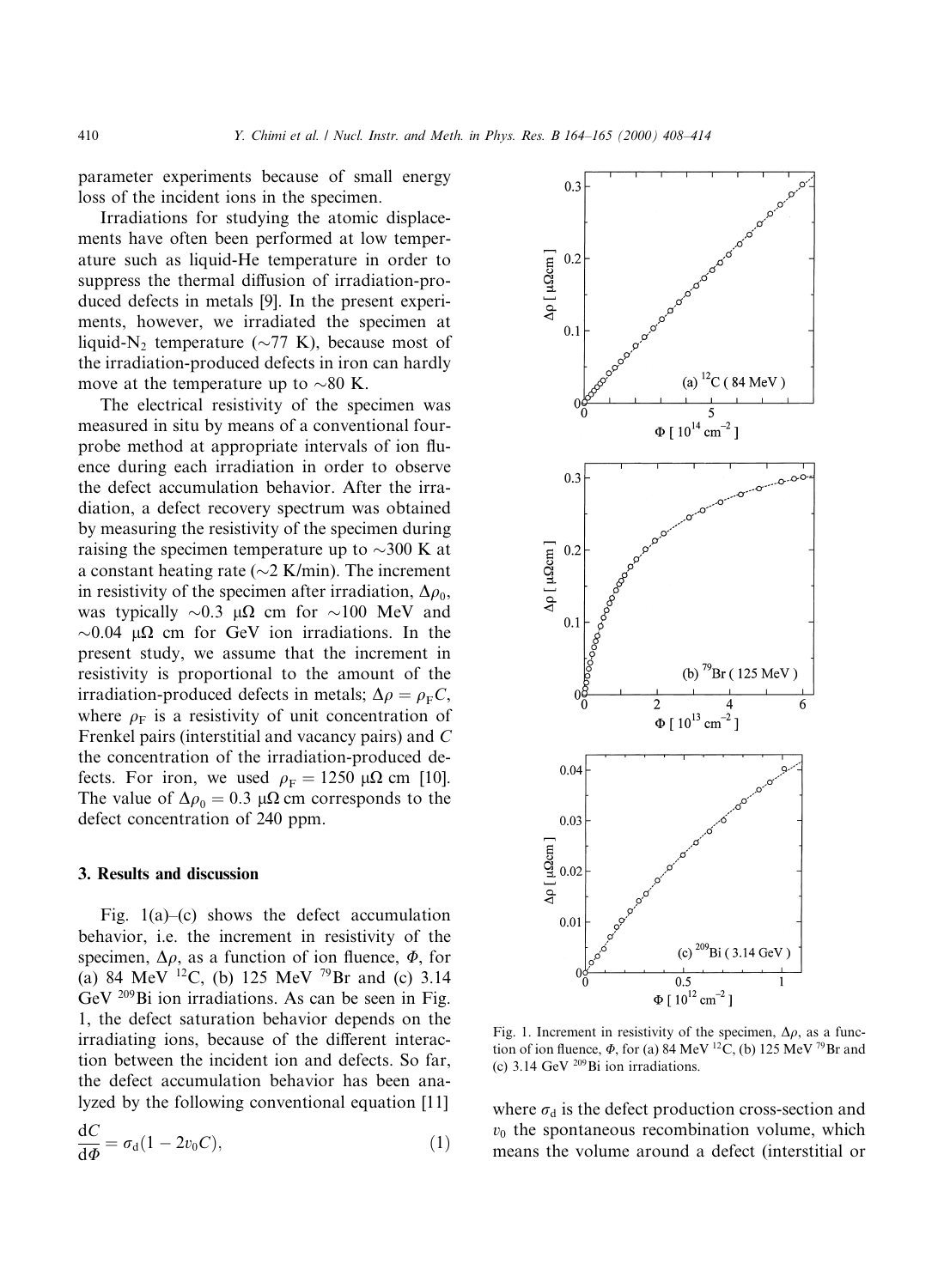parameter experiments because of small energy loss of the incident ions in the specimen.

Irradiations for studying the atomic displacements have often been performed at low temperature such as liquid-He temperature in order to suppress the thermal diffusion of irradiation-produced defects in metals [9]. In the present experiments, however, we irradiated the specimen at liquid-$N_2$ temperature (~77 K), because most of the irradiation-produced defects in iron can hardly move at the temperature up to ~80 K.

The electrical resistivity of the specimen was measured in situ by means of a conventional four-probe method at appropriate intervals of ion fluence during each irradiation in order to observe the defect accumulation behavior. After the irradiation, a defect recovery spectrum was obtained by measuring the resistivity of the specimen during raising the specimen temperature up to ~300 K at a constant heating rate (~2 K/min). The increment in resistivity of the specimen after irradiation, $\Delta\rho_0$, was typically ~0.3 μΩ cm for ~100 MeV and ~0.04 μΩ cm for GeV ion irradiations. In the present study, we assume that the increment in resistivity is proportional to the amount of the irradiation-produced defects in metals; $\Delta\rho = \rho_F C$, where $\rho_F$ is a resistivity of unit concentration of Frenkel pairs (interstitial and vacancy pairs) and $C$ the concentration of the irradiation-produced defects. For iron, we used $\rho_F = 1250$ μΩ cm [10]. The value of $\Delta\rho_0 = 0.3$ μΩ cm corresponds to the defect concentration of 240 ppm.

## 3. Results and discussion

Fig. 1(a)–(c) shows the defect accumulation behavior, i.e. the increment in resistivity of the specimen, $\Delta\rho$, as a function of ion fluence, $\Phi$, for (a) 84 MeV $^{12}$C, (b) 125 MeV $^{79}$Br and (c) 3.14 GeV $^{209}$Bi ion irradiations. As can be seen in Fig. 1, the defect saturation behavior depends on the irradiating ions, because of the different interaction between the incident ion and defects. So far, the defect accumulation behavior has been analyzed by the following conventional equation [11]

$$\frac{dC}{d\Phi} = \sigma_d(1 - 2v_0 C), \tag{1}$$

where $\sigma_d$ is the defect production cross-section and $v_0$ the spontaneous recombination volume, which means the volume around a defect (interstitial or

Fig. 1. Increment in resistivity of the specimen, $\Delta\rho$, as a function of ion fluence, $\Phi$, for (a) 84 MeV $^{12}$C, (b) 125 MeV $^{79}$Br and (c) 3.14 GeV $^{209}$Bi ion irradiations.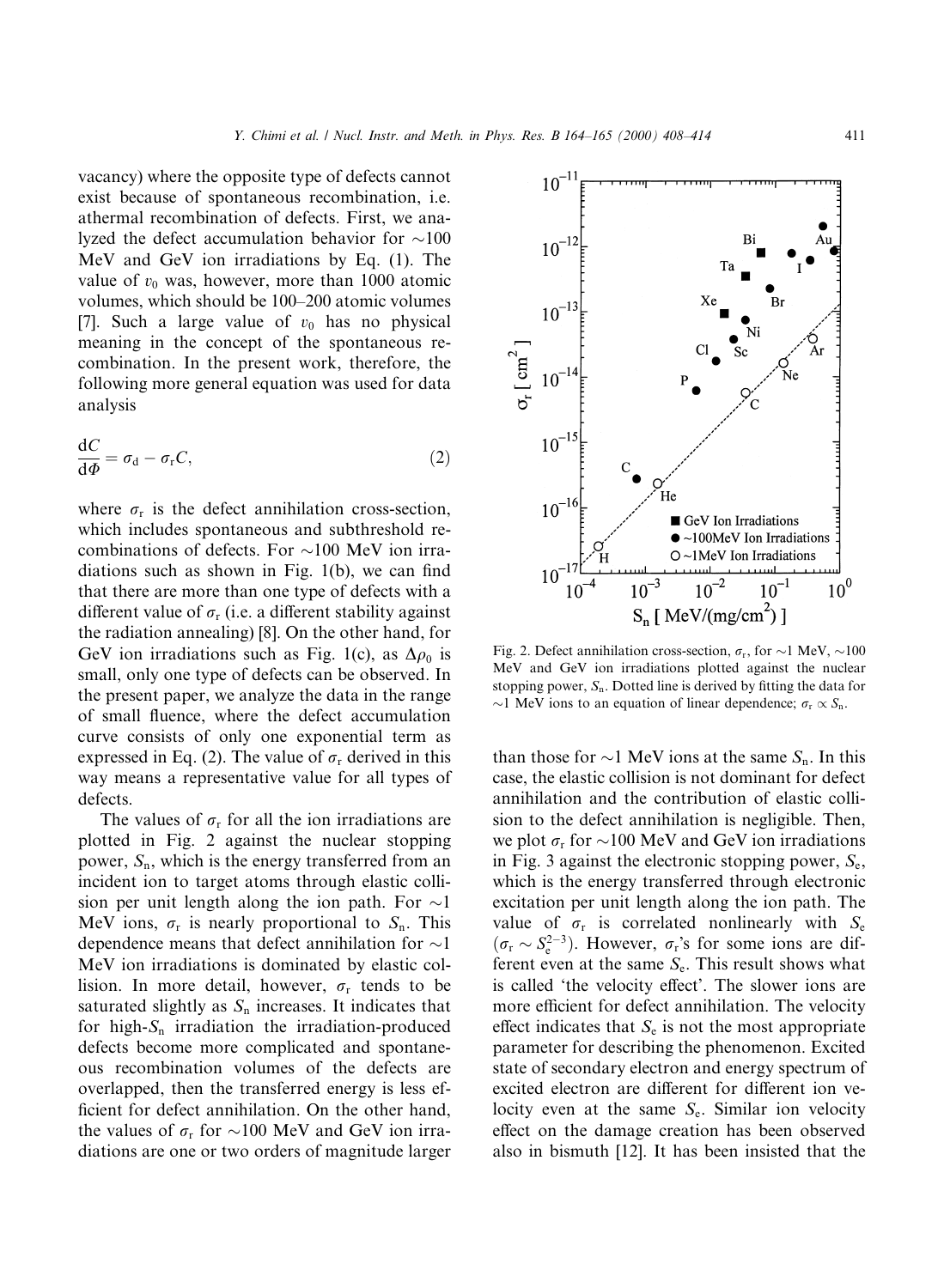vacancy) where the opposite type of defects cannot exist because of spontaneous recombination, i.e. athermal recombination of defects. First, we analyzed the defect accumulation behavior for ~100 MeV and GeV ion irradiations by Eq. (1). The value of $v_0$ was, however, more than 1000 atomic volumes, which should be 100–200 atomic volumes [7]. Such a large value of $v_0$ has no physical meaning in the concept of the spontaneous recombination. In the present work, therefore, the following more general equation was used for data analysis

$$\frac{dC}{d\Phi} = \sigma_d - \sigma_r C, \tag{2}$$

where $\sigma_r$ is the defect annihilation cross-section, which includes spontaneous and subthreshold recombinations of defects. For ~100 MeV ion irradiations such as shown in Fig. 1(b), we can find that there are more than one type of defects with a different value of $\sigma_r$ (i.e. a different stability against the radiation annealing) [8]. On the other hand, for GeV ion irradiations such as Fig. 1(c), as $\Delta\rho_0$ is small, only one type of defects can be observed. In the present paper, we analyze the data in the range of small fluence, where the defect accumulation curve consists of only one exponential term as expressed in Eq. (2). The value of $\sigma_r$ derived in this way means a representative value for all types of defects.

The values of $\sigma_r$ for all the ion irradiations are plotted in Fig. 2 against the nuclear stopping power, $S_n$, which is the energy transferred from an incident ion to target atoms through elastic collision per unit length along the ion path. For ~1 MeV ions, $\sigma_r$ is nearly proportional to $S_n$. This dependence means that defect annihilation for ~1 MeV ion irradiations is dominated by elastic collision. In more detail, however, $\sigma_r$ tends to be saturated slightly as $S_n$ increases. It indicates that for high-$S_n$ irradiation the irradiation-produced defects become more complicated and spontaneous recombination volumes of the defects are overlapped, then the transferred energy is less efficient for defect annihilation. On the other hand, the values of $\sigma_r$ for ~100 MeV and GeV ion irradiations are one or two orders of magnitude larger than those for ~1 MeV ions at the same $S_n$. In this case, the elastic collision is not dominant for defect annihilation and the contribution of elastic collision to the defect annihilation is negligible. Then, we plot $\sigma_r$ for ~100 MeV and GeV ion irradiations in Fig. 3 against the electronic stopping power, $S_e$, which is the energy transferred through electronic excitation per unit length along the ion path. The value of $\sigma_r$ is correlated nonlinearly with $S_e$ ($\sigma_r \sim S_e^{2-3}$). However, $\sigma_r$'s for some ions are different even at the same $S_e$. This result shows what is called 'the velocity effect'. The slower ions are more efficient for defect annihilation. The velocity effect indicates that $S_e$ is not the most appropriate parameter for describing the phenomenon. Excited state of secondary electron and energy spectrum of excited electron are different for different ion velocity even at the same $S_e$. Similar ion velocity effect on the damage creation has been observed also in bismuth [12]. It has been insisted that the

Fig. 2. Defect annihilation cross-section, $\sigma_r$, for ~1 MeV, ~100 MeV and GeV ion irradiations plotted against the nuclear stopping power, $S_n$. Dotted line is derived by fitting the data for ~1 MeV ions to an equation of linear dependence; $\sigma_r \propto S_n$.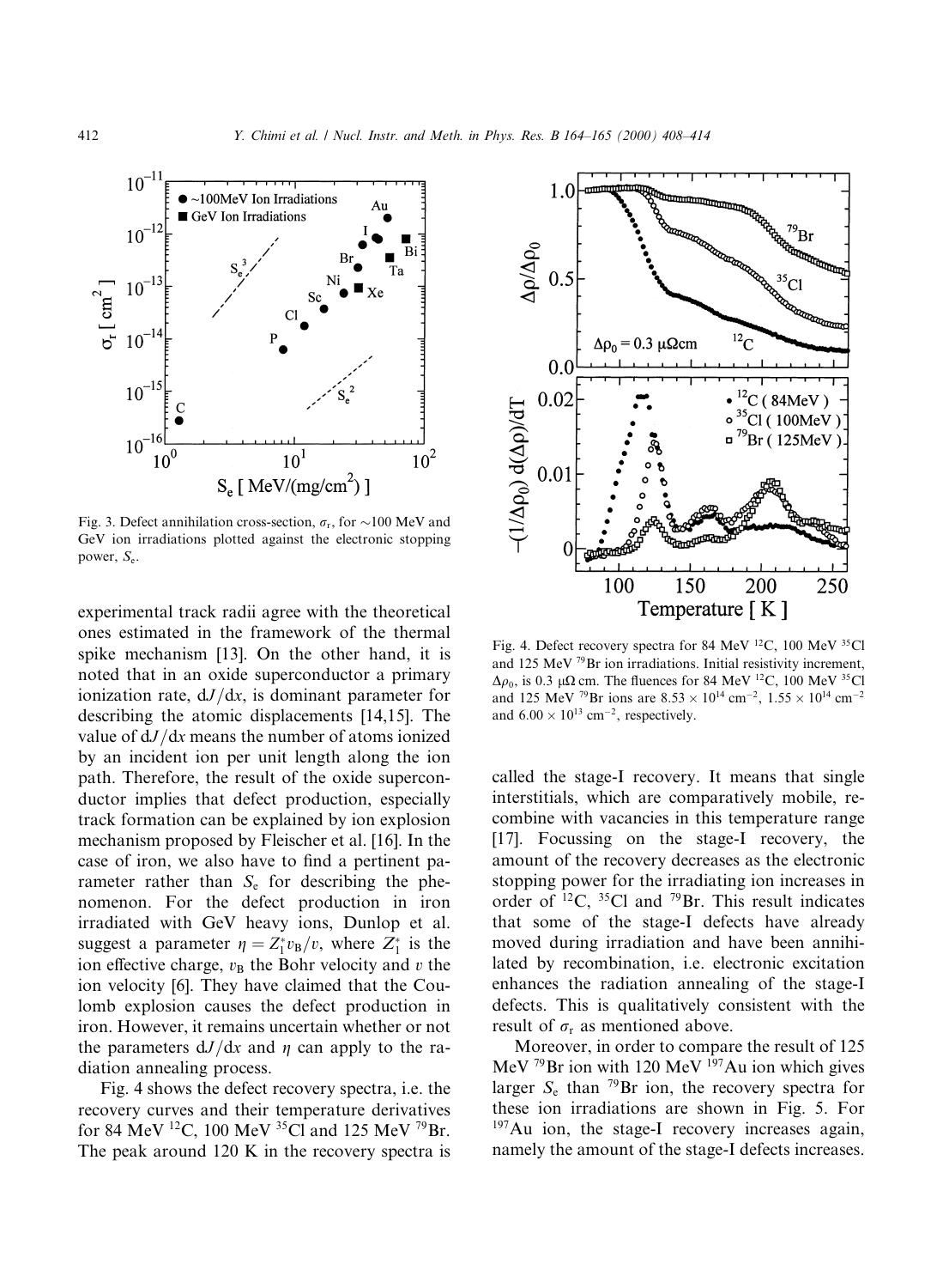Fig. 3. Defect annihilation cross-section, $\sigma_r$, for ~100 MeV and GeV ion irradiations plotted against the electronic stopping power, $S_e$.

experimental track radii agree with the theoretical ones estimated in the framework of the thermal spike mechanism [13]. On the other hand, it is noted that in an oxide superconductor a primary ionization rate, $dJ/dx$, is dominant parameter for describing the atomic displacements [14,15]. The value of $dJ/dx$ means the number of atoms ionized by an incident ion per unit length along the ion path. Therefore, the result of the oxide superconductor implies that defect production, especially track formation can be explained by ion explosion mechanism proposed by Fleischer et al. [16]. In the case of iron, we also have to find a pertinent parameter rather than $S_e$ for describing the phenomenon. For the defect production in iron irradiated with GeV heavy ions, Dunlop et al. suggest a parameter $\eta = Z_1^* v_B / v$, where $Z_1^*$ is the ion effective charge, $v_B$ the Bohr velocity and $v$ the ion velocity [6]. They have claimed that the Coulomb explosion causes the defect production in iron. However, it remains uncertain whether or not the parameters $dJ/dx$ and $\eta$ can apply to the radiation annealing process.

Fig. 4 shows the defect recovery spectra, i.e. the recovery curves and their temperature derivatives for 84 MeV $^{12}$C, 100 MeV $^{35}$Cl and 125 MeV $^{79}$Br. The peak around 120 K in the recovery spectra is called the stage-I recovery. It means that single interstitials, which are comparatively mobile, recombine with vacancies in this temperature range [17]. Focussing on the stage-I recovery, the amount of the recovery decreases as the electronic stopping power for the irradiating ion increases in order of $^{12}$C, $^{35}$Cl and $^{79}$Br. This result indicates that some of the stage-I defects have already moved during irradiation and have been annihilated by recombination, i.e. electronic excitation enhances the radiation annealing of the stage-I defects. This is qualitatively consistent with the result of $\sigma_r$ as mentioned above.

Fig. 4. Defect recovery spectra for 84 MeV $^{12}$C, 100 MeV $^{35}$Cl and 125 MeV $^{79}$Br ion irradiations. Initial resistivity increment, $\Delta\rho_0$, is 0.3 μΩ cm. The fluences for 84 MeV $^{12}$C, 100 MeV $^{35}$Cl and 125 MeV $^{79}$Br ions are $8.53 \times 10^{14}$ cm$^{-2}$, $1.55 \times 10^{14}$ cm$^{-2}$ and $6.00 \times 10^{13}$ cm$^{-2}$, respectively.

Moreover, in order to compare the result of 125 MeV $^{79}$Br ion with 120 MeV $^{197}$Au ion which gives larger $S_e$ than $^{79}$Br ion, the recovery spectra for these ion irradiations are shown in Fig. 5. For $^{197}$Au ion, the stage-I recovery increases again, namely the amount of the stage-I defects increases.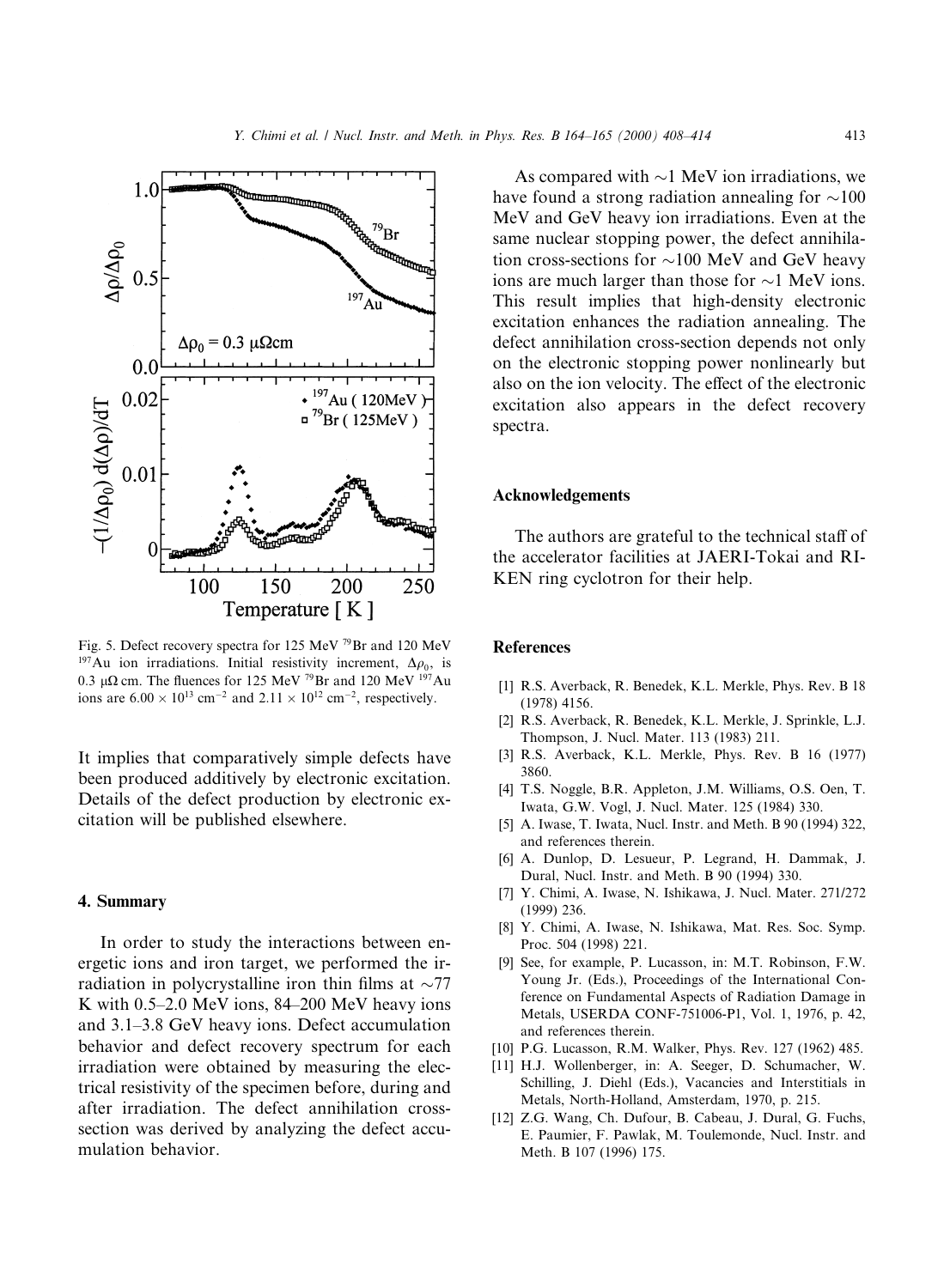Fig. 5. Defect recovery spectra for 125 MeV $^{79}$Br and 120 MeV $^{197}$Au ion irradiations. Initial resistivity increment, $\Delta\rho_0$, is 0.3 μΩ cm. The fluences for 125 MeV $^{79}$Br and 120 MeV $^{197}$Au ions are $6.00 \times 10^{13}$ cm$^{-2}$ and $2.11 \times 10^{12}$ cm$^{-2}$, respectively.

It implies that comparatively simple defects have been produced additively by electronic excitation. Details of the defect production by electronic excitation will be published elsewhere.

## 4. Summary

In order to study the interactions between energetic ions and iron target, we performed the irradiation in polycrystalline iron thin films at ~77 K with 0.5–2.0 MeV ions, 84–200 MeV heavy ions and 3.1–3.8 GeV heavy ions. Defect accumulation behavior and defect recovery spectrum for each irradiation were obtained by measuring the electrical resistivity of the specimen before, during and after irradiation. The defect annihilation cross-section was derived by analyzing the defect accumulation behavior.

As compared with ~1 MeV ion irradiations, we have found a strong radiation annealing for ~100 MeV and GeV heavy ion irradiations. Even at the same nuclear stopping power, the defect annihilation cross-sections for ~100 MeV and GeV heavy ions are much larger than those for ~1 MeV ions. This result implies that high-density electronic excitation enhances the radiation annealing. The defect annihilation cross-section depends not only on the electronic stopping power nonlinearly but also on the ion velocity. The effect of the electronic excitation also appears in the defect recovery spectra.

## Acknowledgements

The authors are grateful to the technical staff of the accelerator facilities at JAERI-Tokai and RIKEN ring cyclotron for their help.

## References

[1] R.S. Averback, R. Benedek, K.L. Merkle, Phys. Rev. B 18 (1978) 4156.

[2] R.S. Averback, R. Benedek, K.L. Merkle, J. Sprinkle, L.J. Thompson, J. Nucl. Mater. 113 (1983) 211.

[3] R.S. Averback, K.L. Merkle, Phys. Rev. B 16 (1977) 3860.

[4] T.S. Noggle, B.R. Appleton, J.M. Williams, O.S. Oen, T. Iwata, G.W. Vogl, J. Nucl. Mater. 125 (1984) 330.

[5] A. Iwase, T. Iwata, Nucl. Instr. and Meth. B 90 (1994) 322, and references therein.

[6] A. Dunlop, D. Lesueur, P. Legrand, H. Dammak, J. Dural, Nucl. Instr. and Meth. B 90 (1994) 330.

[7] Y. Chimi, A. Iwase, N. Ishikawa, J. Nucl. Mater. 271/272 (1999) 236.

[8] Y. Chimi, A. Iwase, N. Ishikawa, Mat. Res. Soc. Symp. Proc. 504 (1998) 221.

[9] See, for example, P. Lucasson, in: M.T. Robinson, F.W. Young Jr. (Eds.), Proceedings of the International Conference on Fundamental Aspects of Radiation Damage in Metals, USERDA CONF-751006-P1, Vol. 1, 1976, p. 42, and references therein.

[10] P.G. Lucasson, R.M. Walker, Phys. Rev. 127 (1962) 485.

[11] H.J. Wollenberger, in: A. Seeger, D. Schumacher, W. Schilling, J. Diehl (Eds.), Vacancies and Interstitials in Metals, North-Holland, Amsterdam, 1970, p. 215.

[12] Z.G. Wang, Ch. Dufour, B. Cabeau, J. Dural, G. Fuchs, E. Paumier, F. Pawlak, M. Toulemonde, Nucl. Instr. and Meth. B 107 (1996) 175.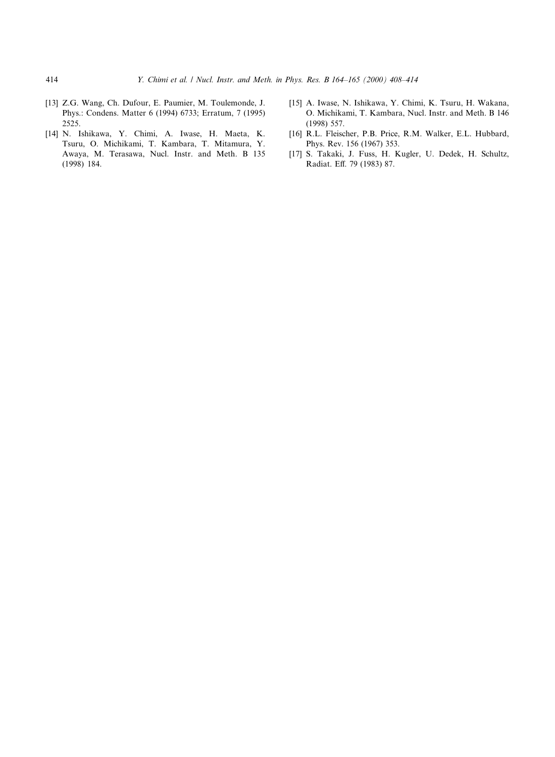[13] Z.G. Wang, Ch. Dufour, E. Paumier, M. Toulemonde, J. Phys.: Condens. Matter 6 (1994) 6733; Erratum, 7 (1995) 2525.

[14] N. Ishikawa, Y. Chimi, A. Iwase, H. Maeta, K. Tsuru, O. Michikami, T. Kambara, T. Mitamura, Y. Awaya, M. Terasawa, Nucl. Instr. and Meth. B 135 (1998) 184.

[15] A. Iwase, N. Ishikawa, Y. Chimi, K. Tsuru, H. Wakana, O. Michikami, T. Kambara, Nucl. Instr. and Meth. B 146 (1998) 557.

[16] R.L. Fleischer, P.B. Price, R.M. Walker, E.L. Hubbard, Phys. Rev. 156 (1967) 353.

[17] S. Takaki, J. Fuss, H. Kugler, U. Dedek, H. Schultz, Radiat. Eff. 79 (1983) 87.